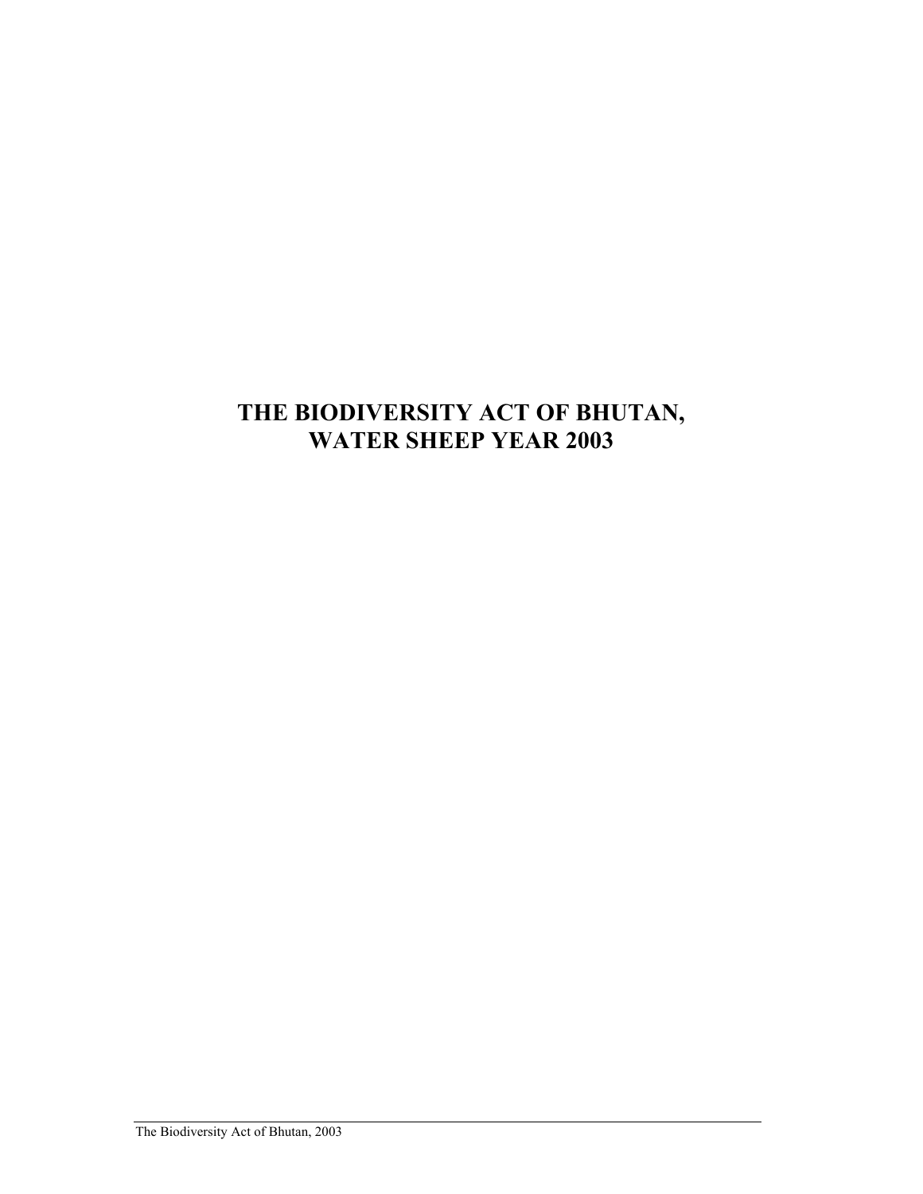# THE BIODIVERSITY ACT OF BHUTAN, WATER SHEEP YEAR 2003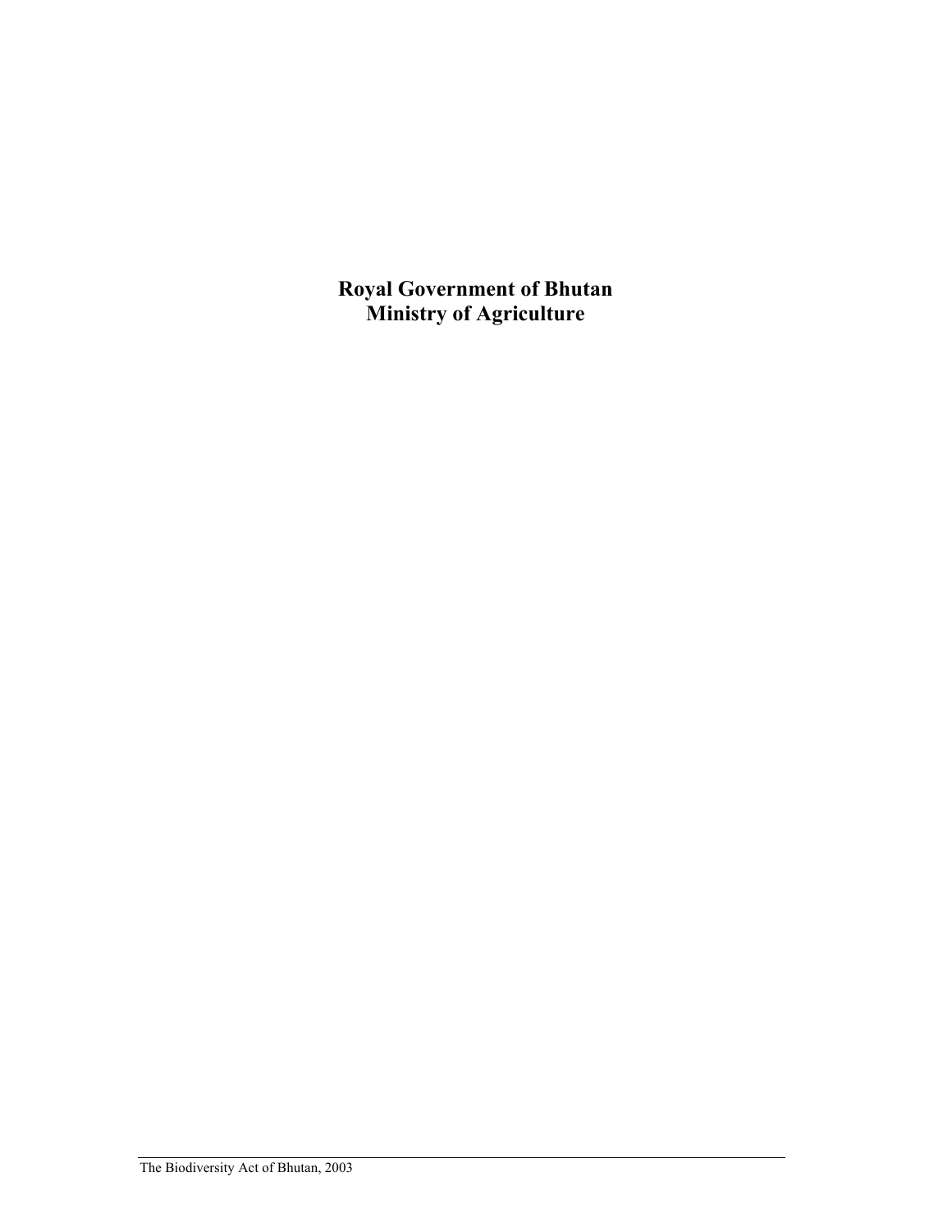**Royal Government of Bhutan**
**Ministry of Agriculture**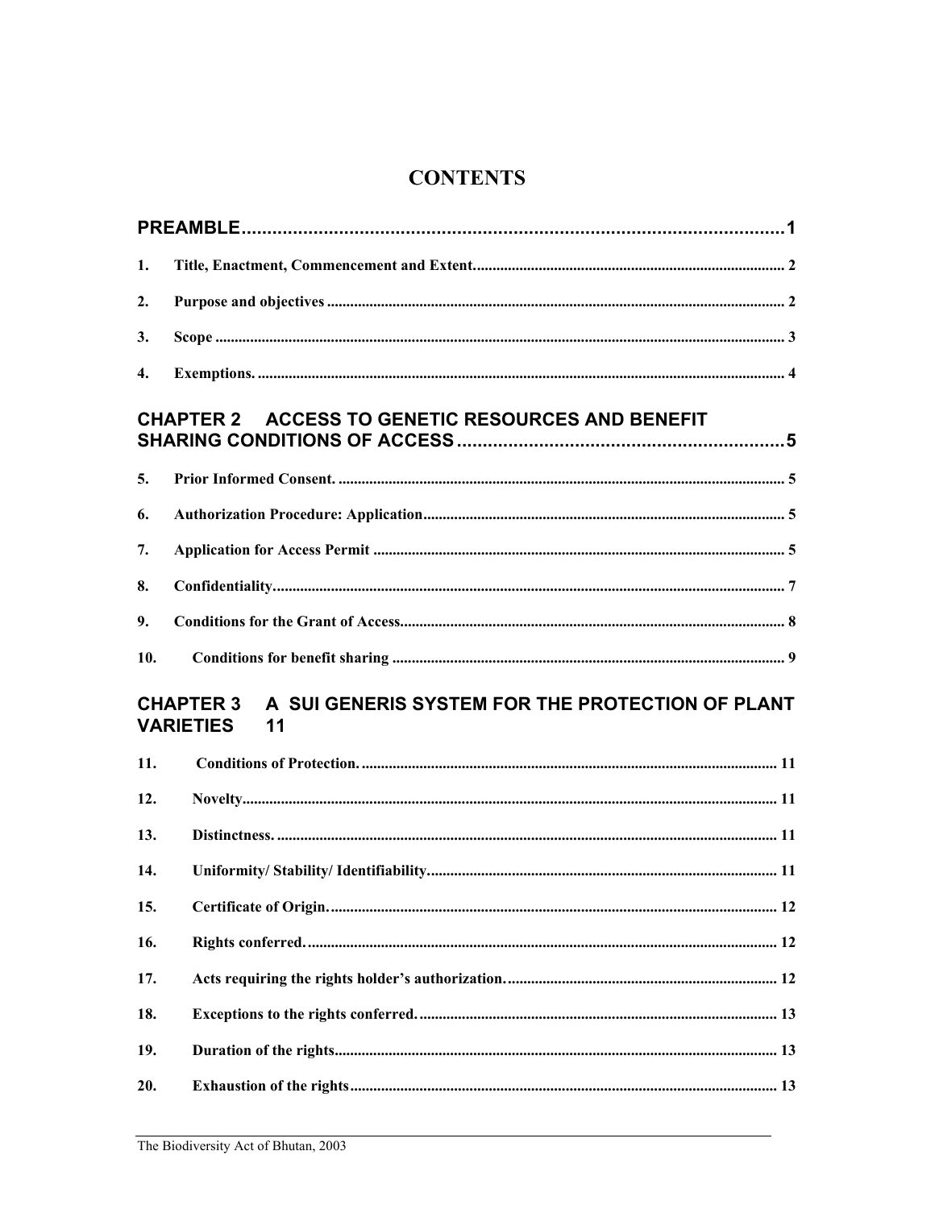# CONTENTS

**PREAMBLE** ..... 1

1. **Title, Enactment, Commencement and Extent** ..... 2
2. **Purpose and objectives** ..... 2
3. **Scope** ..... 3
4. **Exemptions.** ..... 4

## CHAPTER 2 ACCESS TO GENETIC RESOURCES AND BENEFIT SHARING CONDITIONS OF ACCESS ..... 5

5. **Prior Informed Consent.** ..... 5
6. **Authorization Procedure: Application** ..... 5
7. **Application for Access Permit** ..... 5
8. **Confidentiality** ..... 7
9. **Conditions for the Grant of Access** ..... 8
10. **Conditions for benefit sharing** ..... 9

## CHAPTER 3 A SUI GENERIS SYSTEM FOR THE PROTECTION OF PLANT VARIETIES 11

11. **Conditions of Protection.** ..... 11
12. **Novelty** ..... 11
13. **Distinctness.** ..... 11
14. **Uniformity/ Stability/ Identifiability** ..... 11
15. **Certificate of Origin.** ..... 12
16. **Rights conferred.** ..... 12
17. **Acts requiring the rights holder's authorization.** ..... 12
18. **Exceptions to the rights conferred.** ..... 13
19. **Duration of the rights** ..... 13
20. **Exhaustion of the rights** ..... 13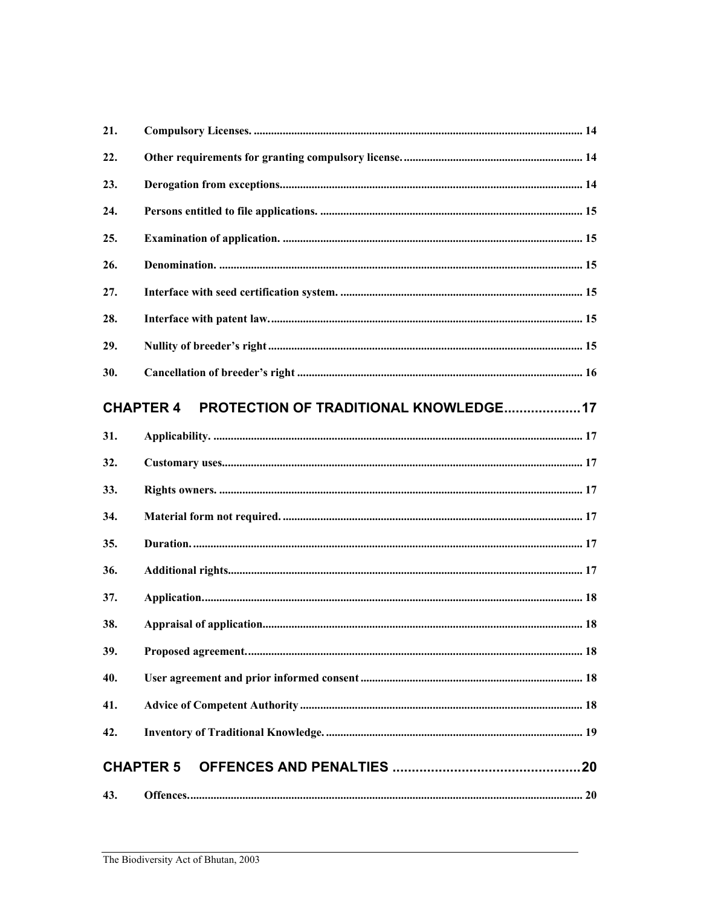21. Compulsory Licenses. ........................................................................................................ 14

22. Other requirements for granting compulsory license. ............................................................. 14

23. Derogation from exceptions.................................................................................................. 14

24. Persons entitled to file applications. ..................................................................................... 15

25. Examination of application. ................................................................................................. 15

26. Denomination. ..................................................................................................................... 15

27. Interface with seed certification system. ............................................................................... 15

28. Interface with patent law....................................................................................................... 15

29. Nullity of breeder's right ....................................................................................................... 15

30. Cancellation of breeder's right .............................................................................................. 16

## CHAPTER 4 PROTECTION OF TRADITIONAL KNOWLEDGE.................... 17

31. Applicability. ........................................................................................................................ 17

32. Customary uses.................................................................................................................... 17

33. Rights owners. ..................................................................................................................... 17

34. Material form not required. .................................................................................................. 17

35. Duration. .............................................................................................................................. 17

36. Additional rights................................................................................................................... 17

37. Application........................................................................................................................... 18

38. Appraisal of application........................................................................................................ 18

39. Proposed agreement. ............................................................................................................ 18

40. User agreement and prior informed consent ........................................................................ 18

41. Advice of Competent Authority ............................................................................................ 18

42. Inventory of Traditional Knowledge. .................................................................................... 19

## CHAPTER 5 OFFENCES AND PENALTIES .................................................. 20

43. Offences. .............................................................................................................................. 20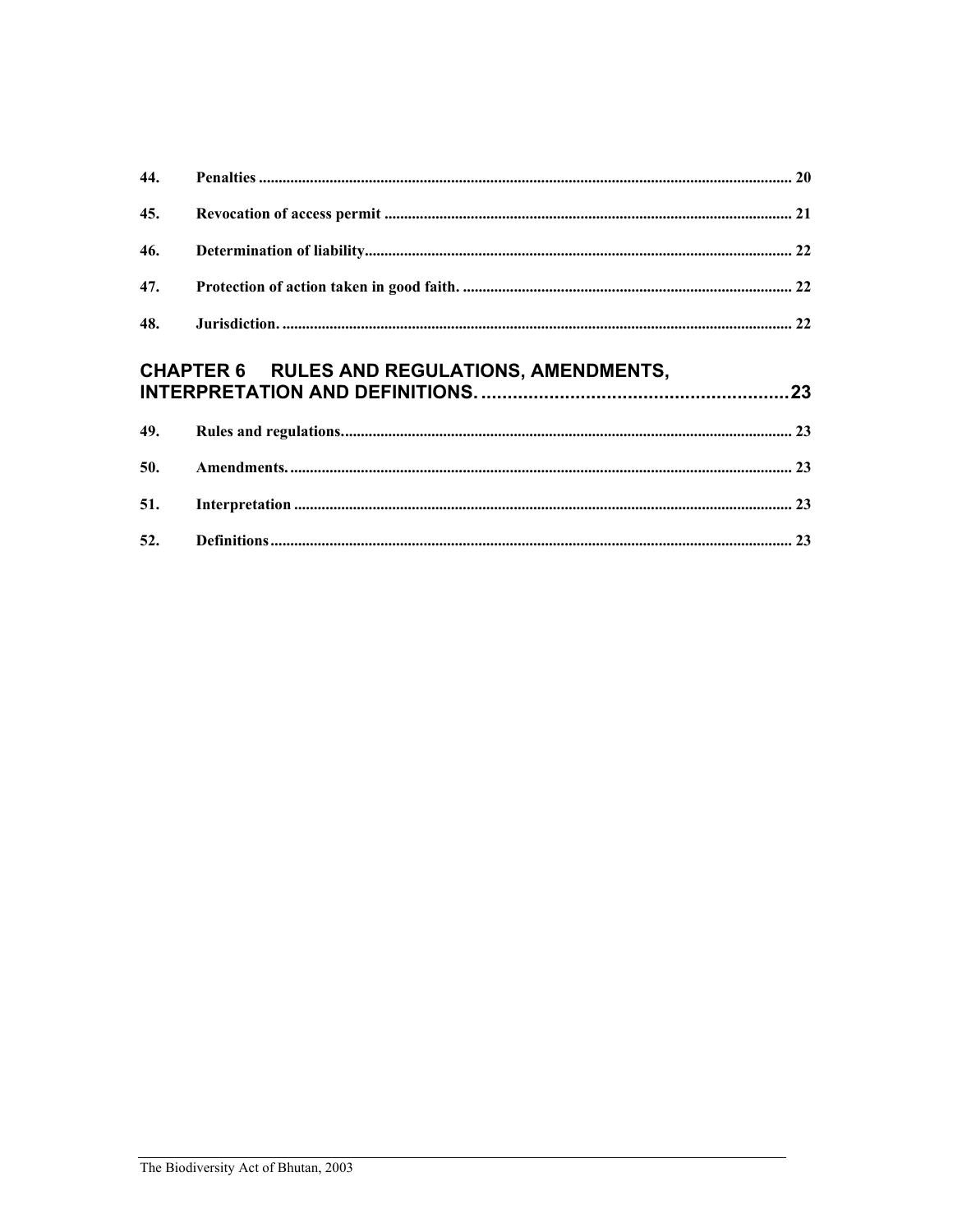44. **Penalties** ........................................................................................................................................ 20

45. **Revocation of access permit** ....................................................................................................... 21

46. **Determination of liability**............................................................................................................ 22

47. **Protection of action taken in good faith.** ................................................................................... 22

48. **Jurisdiction.** ................................................................................................................................. 22

## CHAPTER 6 RULES AND REGULATIONS, AMENDMENTS, INTERPRETATION AND DEFINITIONS. ..........................................................23

49. **Rules and regulations.**.................................................................................................................. 23

50. **Amendments.** ............................................................................................................................... 23

51. **Interpretation** .............................................................................................................................. 23

52. **Definitions**.................................................................................................................................... 23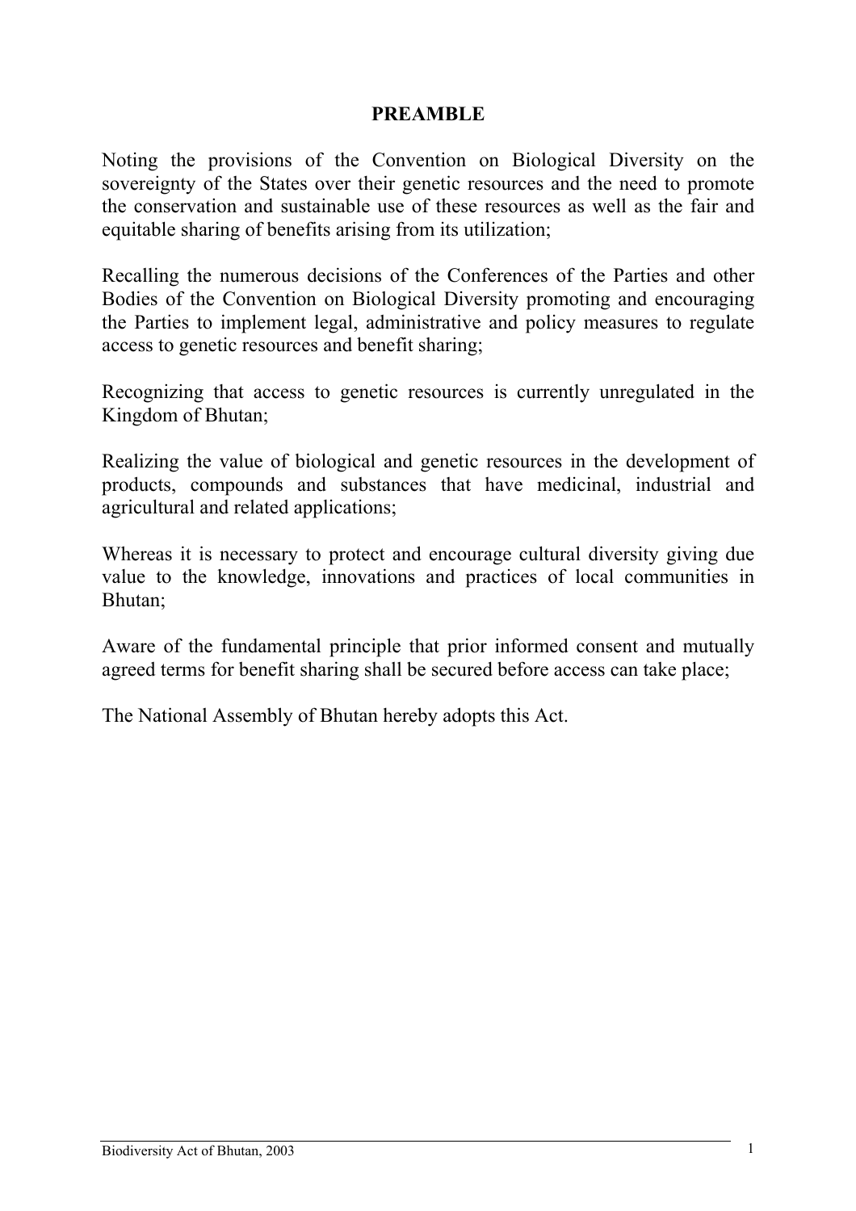## PREAMBLE

Noting the provisions of the Convention on Biological Diversity on the sovereignty of the States over their genetic resources and the need to promote the conservation and sustainable use of these resources as well as the fair and equitable sharing of benefits arising from its utilization;

Recalling the numerous decisions of the Conferences of the Parties and other Bodies of the Convention on Biological Diversity promoting and encouraging the Parties to implement legal, administrative and policy measures to regulate access to genetic resources and benefit sharing;

Recognizing that access to genetic resources is currently unregulated in the Kingdom of Bhutan;

Realizing the value of biological and genetic resources in the development of products, compounds and substances that have medicinal, industrial and agricultural and related applications;

Whereas it is necessary to protect and encourage cultural diversity giving due value to the knowledge, innovations and practices of local communities in Bhutan;

Aware of the fundamental principle that prior informed consent and mutually agreed terms for benefit sharing shall be secured before access can take place;

The National Assembly of Bhutan hereby adopts this Act.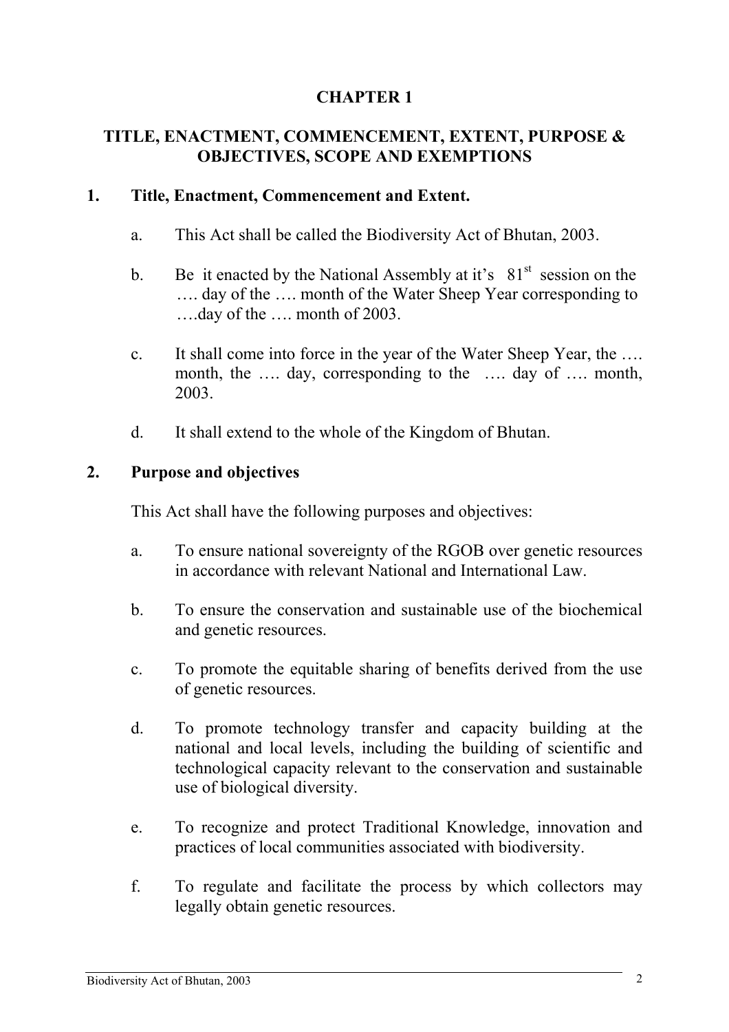# CHAPTER 1

## TITLE, ENACTMENT, COMMENCEMENT, EXTENT, PURPOSE & OBJECTIVES, SCOPE AND EXEMPTIONS

### 1. Title, Enactment, Commencement and Extent.

a. This Act shall be called the Biodiversity Act of Bhutan, 2003.

b. Be it enacted by the National Assembly at it's 81st session on the …. day of the …. month of the Water Sheep Year corresponding to ….day of the …. month of 2003.

c. It shall come into force in the year of the Water Sheep Year, the …. month, the …. day, corresponding to the …. day of …. month, 2003.

d. It shall extend to the whole of the Kingdom of Bhutan.

### 2. Purpose and objectives

This Act shall have the following purposes and objectives:

a. To ensure national sovereignty of the RGOB over genetic resources in accordance with relevant National and International Law.

b. To ensure the conservation and sustainable use of the biochemical and genetic resources.

c. To promote the equitable sharing of benefits derived from the use of genetic resources.

d. To promote technology transfer and capacity building at the national and local levels, including the building of scientific and technological capacity relevant to the conservation and sustainable use of biological diversity.

e. To recognize and protect Traditional Knowledge, innovation and practices of local communities associated with biodiversity.

f. To regulate and facilitate the process by which collectors may legally obtain genetic resources.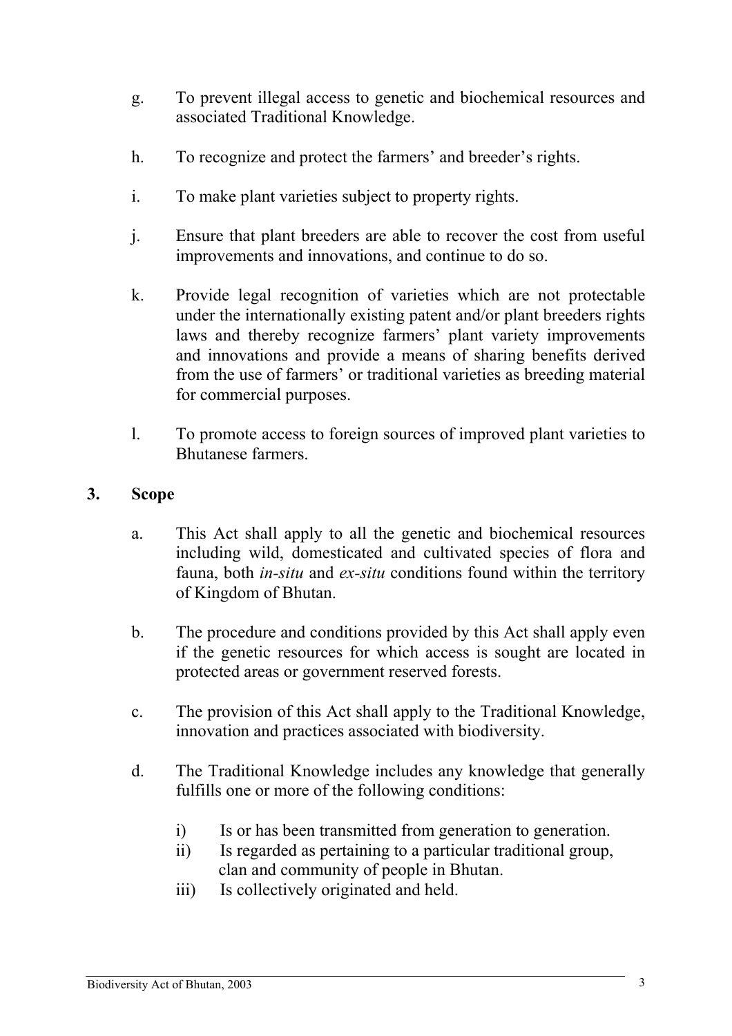g. To prevent illegal access to genetic and biochemical resources and associated Traditional Knowledge.

h. To recognize and protect the farmers' and breeder's rights.

i. To make plant varieties subject to property rights.

j. Ensure that plant breeders are able to recover the cost from useful improvements and innovations, and continue to do so.

k. Provide legal recognition of varieties which are not protectable under the internationally existing patent and/or plant breeders rights laws and thereby recognize farmers' plant variety improvements and innovations and provide a means of sharing benefits derived from the use of farmers' or traditional varieties as breeding material for commercial purposes.

l. To promote access to foreign sources of improved plant varieties to Bhutanese farmers.

## 3. Scope

a. This Act shall apply to all the genetic and biochemical resources including wild, domesticated and cultivated species of flora and fauna, both *in-situ* and *ex-situ* conditions found within the territory of Kingdom of Bhutan.

b. The procedure and conditions provided by this Act shall apply even if the genetic resources for which access is sought are located in protected areas or government reserved forests.

c. The provision of this Act shall apply to the Traditional Knowledge, innovation and practices associated with biodiversity.

d. The Traditional Knowledge includes any knowledge that generally fulfills one or more of the following conditions:

   i) Is or has been transmitted from generation to generation.
   ii) Is regarded as pertaining to a particular traditional group, clan and community of people in Bhutan.
   iii) Is collectively originated and held.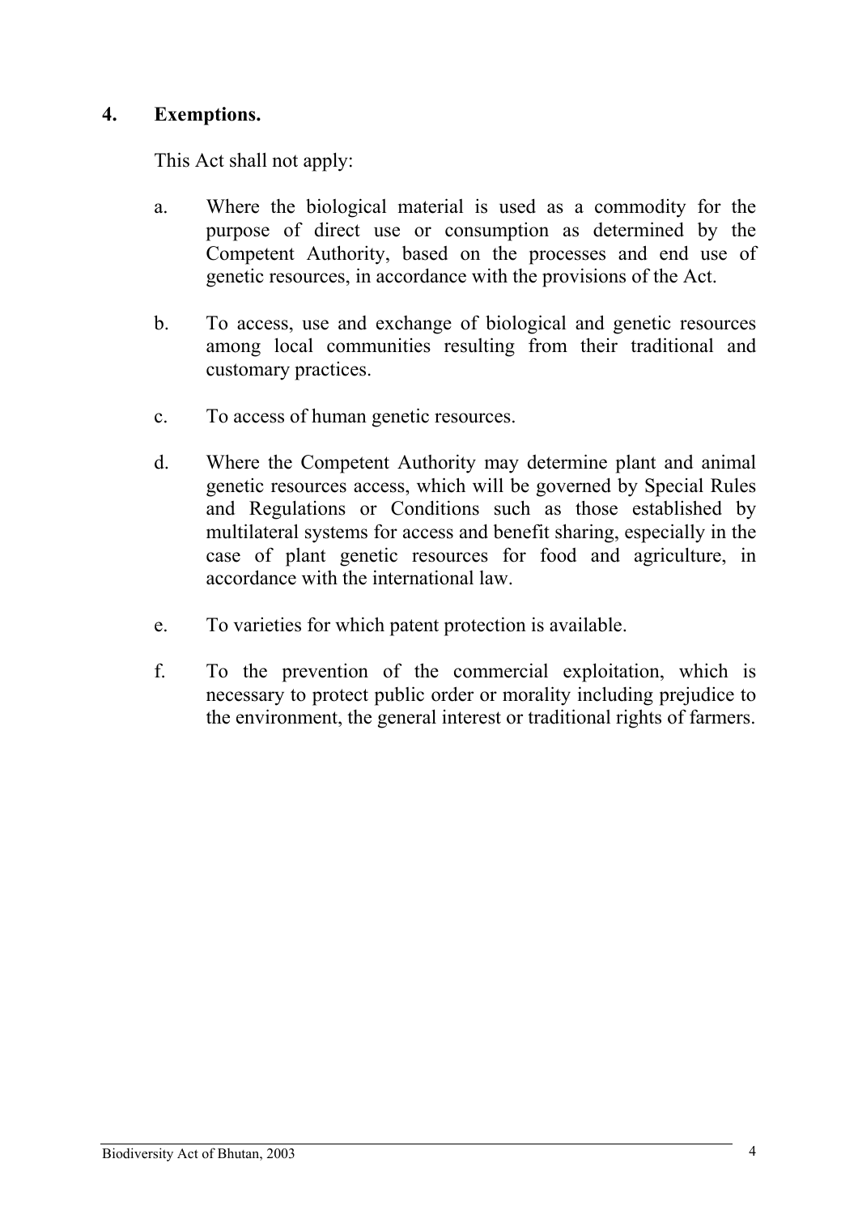## 4. Exemptions.

This Act shall not apply:

a. Where the biological material is used as a commodity for the purpose of direct use or consumption as determined by the Competent Authority, based on the processes and end use of genetic resources, in accordance with the provisions of the Act.

b. To access, use and exchange of biological and genetic resources among local communities resulting from their traditional and customary practices.

c. To access of human genetic resources.

d. Where the Competent Authority may determine plant and animal genetic resources access, which will be governed by Special Rules and Regulations or Conditions such as those established by multilateral systems for access and benefit sharing, especially in the case of plant genetic resources for food and agriculture, in accordance with the international law.

e. To varieties for which patent protection is available.

f. To the prevention of the commercial exploitation, which is necessary to protect public order or morality including prejudice to the environment, the general interest or traditional rights of farmers.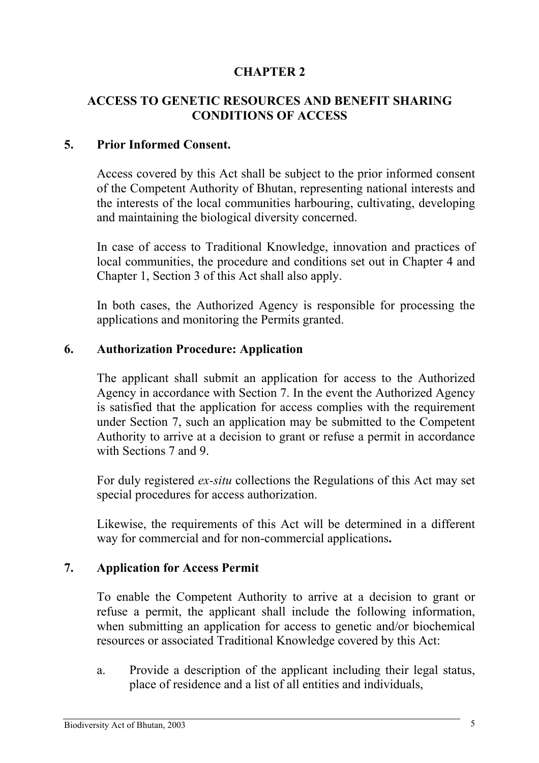## CHAPTER 2

## ACCESS TO GENETIC RESOURCES AND BENEFIT SHARING CONDITIONS OF ACCESS

### 5. Prior Informed Consent.

Access covered by this Act shall be subject to the prior informed consent of the Competent Authority of Bhutan, representing national interests and the interests of the local communities harbouring, cultivating, developing and maintaining the biological diversity concerned.

In case of access to Traditional Knowledge, innovation and practices of local communities, the procedure and conditions set out in Chapter 4 and Chapter 1, Section 3 of this Act shall also apply.

In both cases, the Authorized Agency is responsible for processing the applications and monitoring the Permits granted.

### 6. Authorization Procedure: Application

The applicant shall submit an application for access to the Authorized Agency in accordance with Section 7. In the event the Authorized Agency is satisfied that the application for access complies with the requirement under Section 7, such an application may be submitted to the Competent Authority to arrive at a decision to grant or refuse a permit in accordance with Sections 7 and 9.

For duly registered *ex-situ* collections the Regulations of this Act may set special procedures for access authorization.

Likewise, the requirements of this Act will be determined in a different way for commercial and for non-commercial applications**.**

### 7. Application for Access Permit

To enable the Competent Authority to arrive at a decision to grant or refuse a permit, the applicant shall include the following information, when submitting an application for access to genetic and/or biochemical resources or associated Traditional Knowledge covered by this Act:

a. Provide a description of the applicant including their legal status, place of residence and a list of all entities and individuals,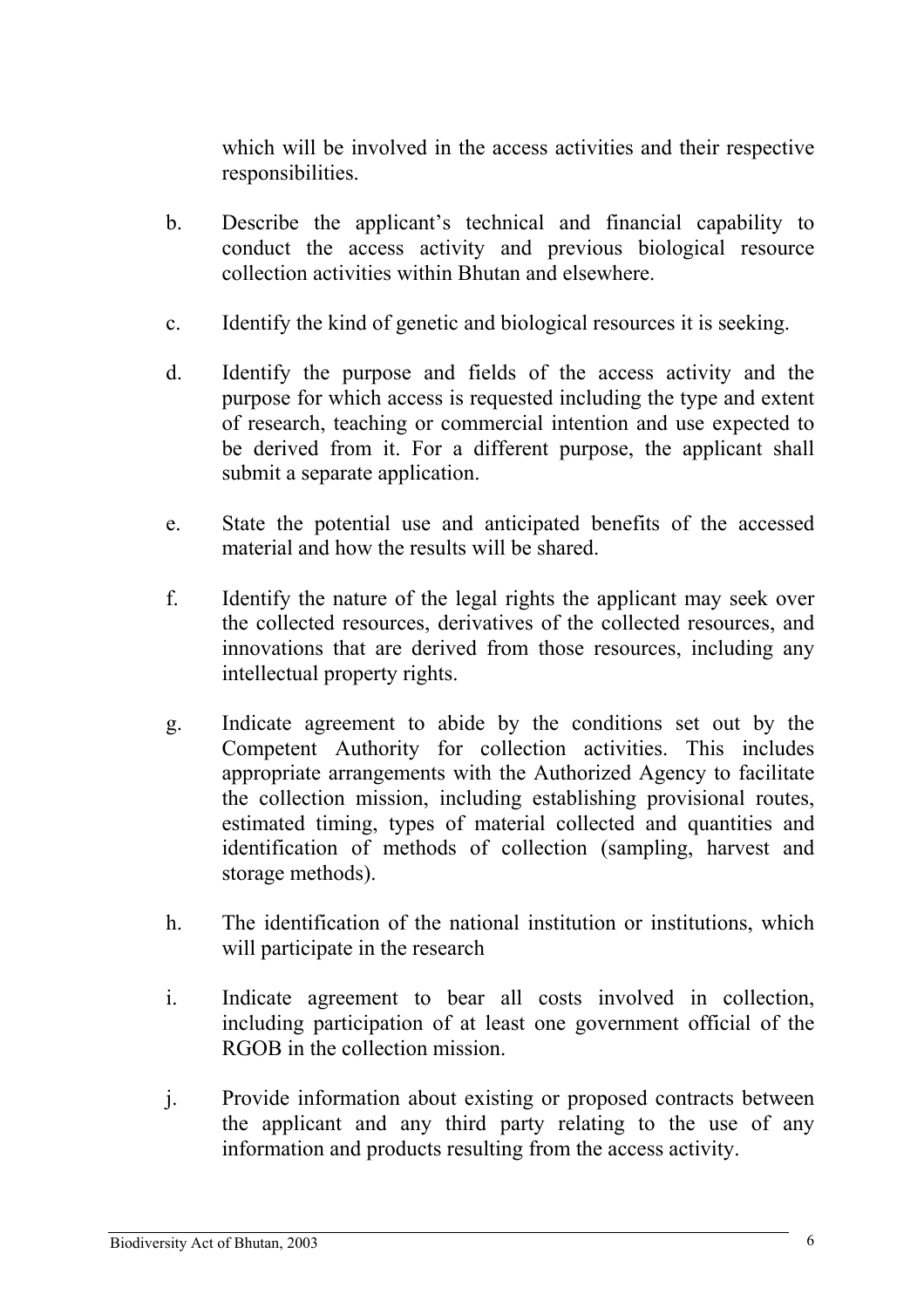which will be involved in the access activities and their respective responsibilities.

b. Describe the applicant's technical and financial capability to conduct the access activity and previous biological resource collection activities within Bhutan and elsewhere.

c. Identify the kind of genetic and biological resources it is seeking.

d. Identify the purpose and fields of the access activity and the purpose for which access is requested including the type and extent of research, teaching or commercial intention and use expected to be derived from it. For a different purpose, the applicant shall submit a separate application.

e. State the potential use and anticipated benefits of the accessed material and how the results will be shared.

f. Identify the nature of the legal rights the applicant may seek over the collected resources, derivatives of the collected resources, and innovations that are derived from those resources, including any intellectual property rights.

g. Indicate agreement to abide by the conditions set out by the Competent Authority for collection activities. This includes appropriate arrangements with the Authorized Agency to facilitate the collection mission, including establishing provisional routes, estimated timing, types of material collected and quantities and identification of methods of collection (sampling, harvest and storage methods).

h. The identification of the national institution or institutions, which will participate in the research

i. Indicate agreement to bear all costs involved in collection, including participation of at least one government official of the RGOB in the collection mission.

j. Provide information about existing or proposed contracts between the applicant and any third party relating to the use of any information and products resulting from the access activity.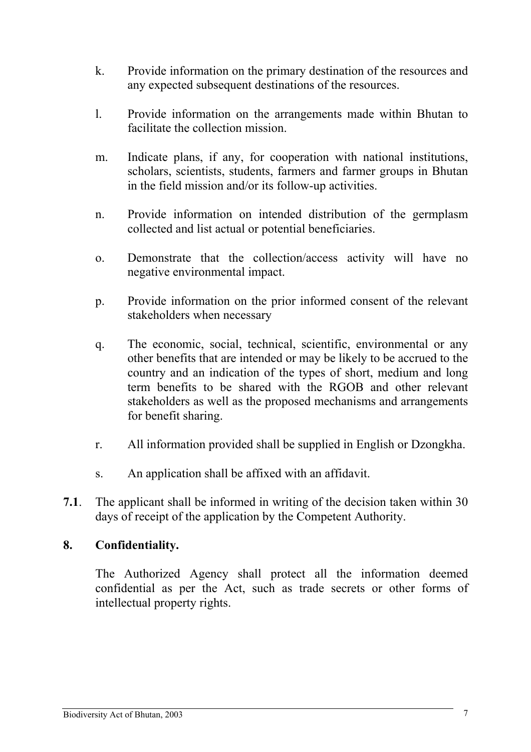k. Provide information on the primary destination of the resources and any expected subsequent destinations of the resources.

l. Provide information on the arrangements made within Bhutan to facilitate the collection mission.

m. Indicate plans, if any, for cooperation with national institutions, scholars, scientists, students, farmers and farmer groups in Bhutan in the field mission and/or its follow-up activities.

n. Provide information on intended distribution of the germplasm collected and list actual or potential beneficiaries.

o. Demonstrate that the collection/access activity will have no negative environmental impact.

p. Provide information on the prior informed consent of the relevant stakeholders when necessary

q. The economic, social, technical, scientific, environmental or any other benefits that are intended or may be likely to be accrued to the country and an indication of the types of short, medium and long term benefits to be shared with the RGOB and other relevant stakeholders as well as the proposed mechanisms and arrangements for benefit sharing.

r. All information provided shall be supplied in English or Dzongkha.

s. An application shall be affixed with an affidavit.

**7.1**. The applicant shall be informed in writing of the decision taken within 30 days of receipt of the application by the Competent Authority.

## 8. Confidentiality.

The Authorized Agency shall protect all the information deemed confidential as per the Act, such as trade secrets or other forms of intellectual property rights.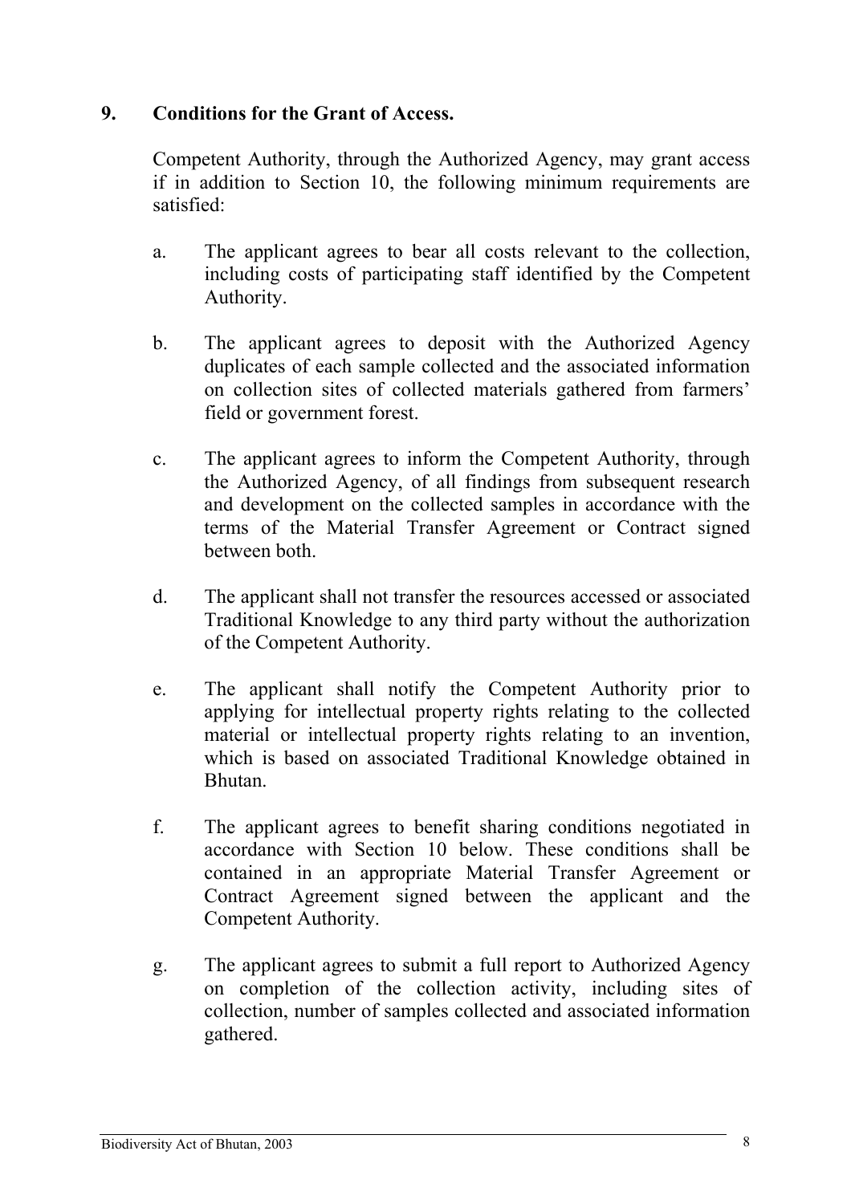## 9. Conditions for the Grant of Access.

Competent Authority, through the Authorized Agency, may grant access if in addition to Section 10, the following minimum requirements are satisfied:

a. The applicant agrees to bear all costs relevant to the collection, including costs of participating staff identified by the Competent Authority.

b. The applicant agrees to deposit with the Authorized Agency duplicates of each sample collected and the associated information on collection sites of collected materials gathered from farmers' field or government forest.

c. The applicant agrees to inform the Competent Authority, through the Authorized Agency, of all findings from subsequent research and development on the collected samples in accordance with the terms of the Material Transfer Agreement or Contract signed between both.

d. The applicant shall not transfer the resources accessed or associated Traditional Knowledge to any third party without the authorization of the Competent Authority.

e. The applicant shall notify the Competent Authority prior to applying for intellectual property rights relating to the collected material or intellectual property rights relating to an invention, which is based on associated Traditional Knowledge obtained in Bhutan.

f. The applicant agrees to benefit sharing conditions negotiated in accordance with Section 10 below. These conditions shall be contained in an appropriate Material Transfer Agreement or Contract Agreement signed between the applicant and the Competent Authority.

g. The applicant agrees to submit a full report to Authorized Agency on completion of the collection activity, including sites of collection, number of samples collected and associated information gathered.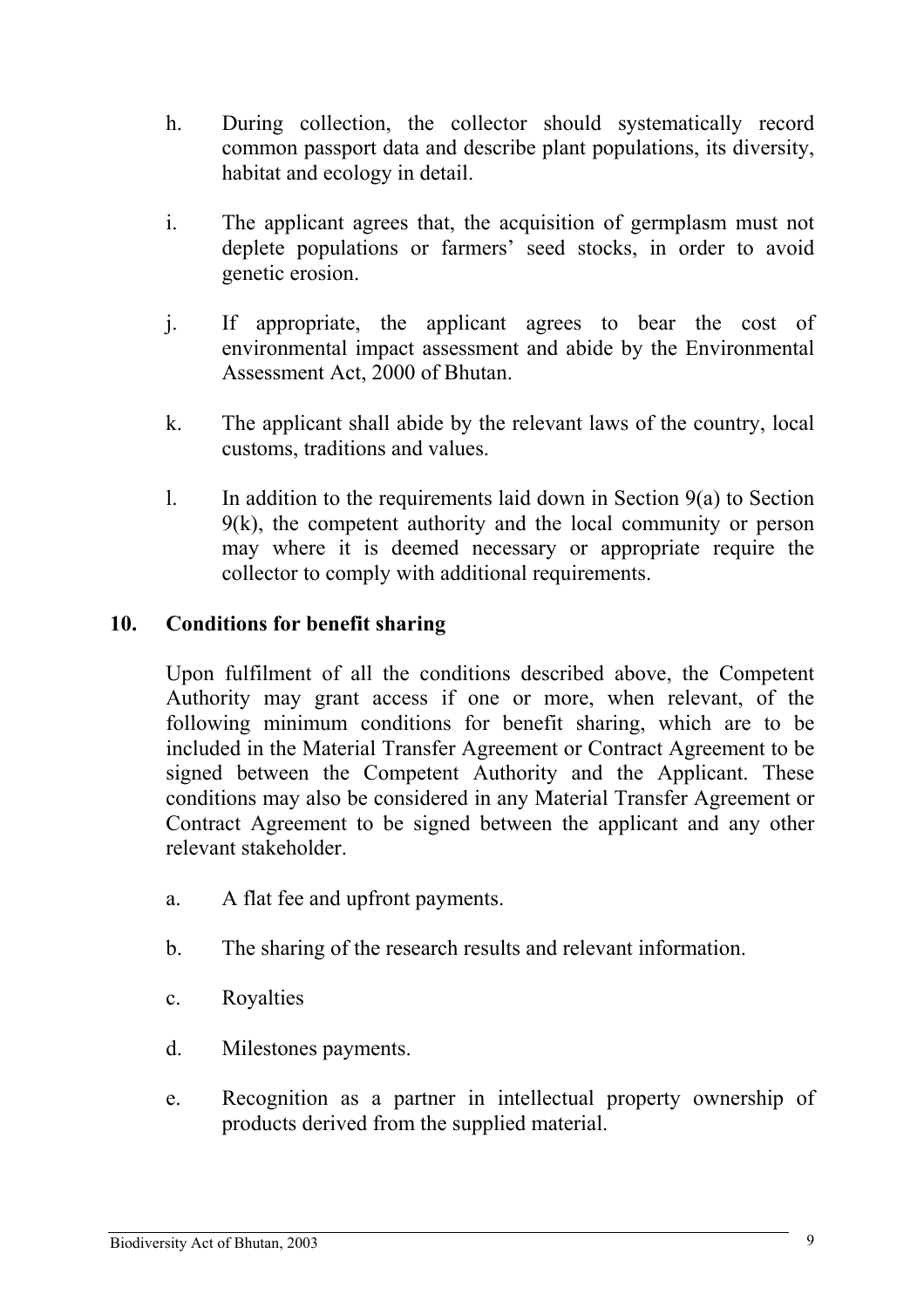h. During collection, the collector should systematically record common passport data and describe plant populations, its diversity, habitat and ecology in detail.

i. The applicant agrees that, the acquisition of germplasm must not deplete populations or farmers' seed stocks, in order to avoid genetic erosion.

j. If appropriate, the applicant agrees to bear the cost of environmental impact assessment and abide by the Environmental Assessment Act, 2000 of Bhutan.

k. The applicant shall abide by the relevant laws of the country, local customs, traditions and values.

l. In addition to the requirements laid down in Section 9(a) to Section 9(k), the competent authority and the local community or person may where it is deemed necessary or appropriate require the collector to comply with additional requirements.

## 10. Conditions for benefit sharing

Upon fulfilment of all the conditions described above, the Competent Authority may grant access if one or more, when relevant, of the following minimum conditions for benefit sharing, which are to be included in the Material Transfer Agreement or Contract Agreement to be signed between the Competent Authority and the Applicant. These conditions may also be considered in any Material Transfer Agreement or Contract Agreement to be signed between the applicant and any other relevant stakeholder.

a. A flat fee and upfront payments.

b. The sharing of the research results and relevant information.

c. Royalties

d. Milestones payments.

e. Recognition as a partner in intellectual property ownership of products derived from the supplied material.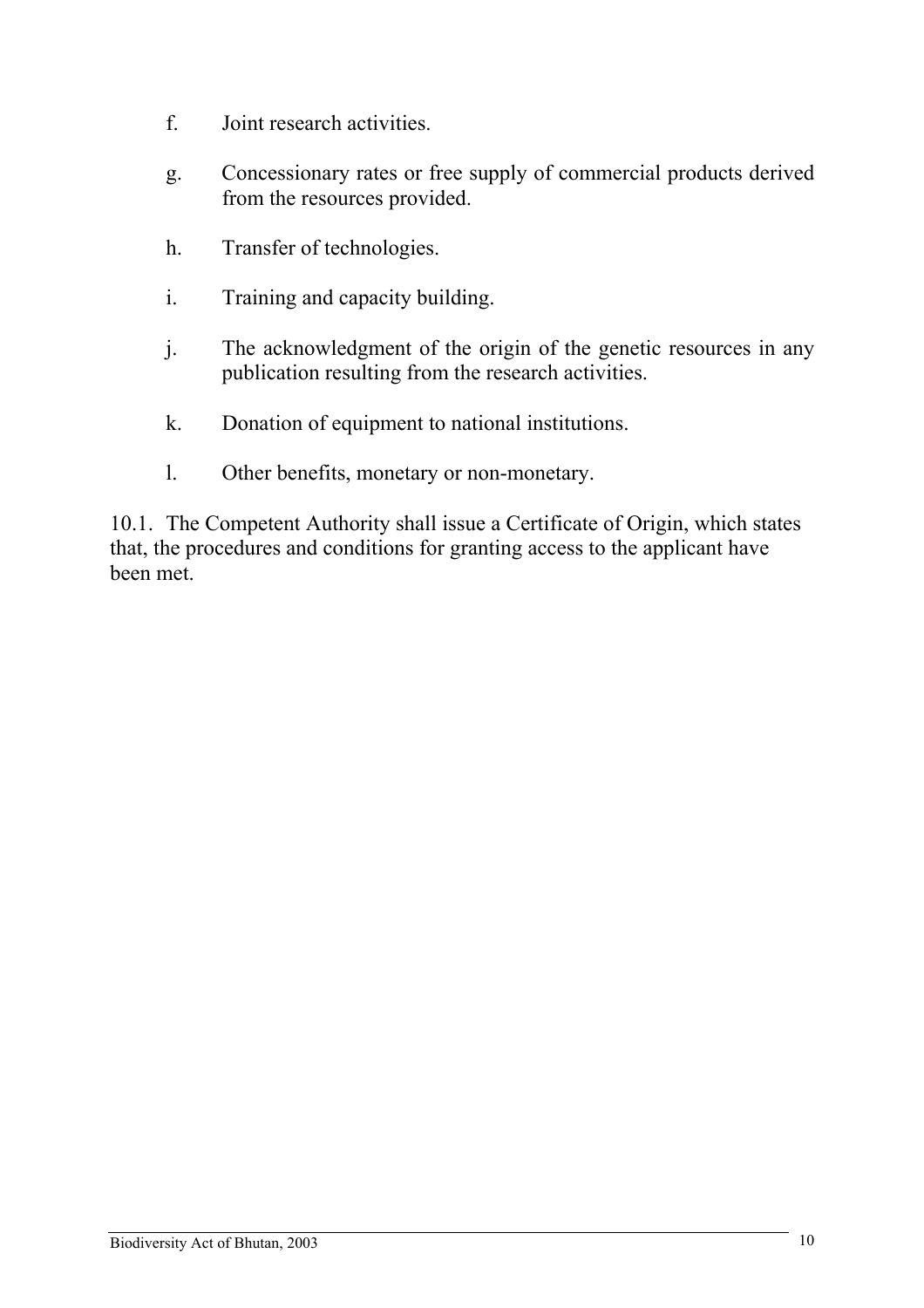f. Joint research activities.

g. Concessionary rates or free supply of commercial products derived from the resources provided.

h. Transfer of technologies.

i. Training and capacity building.

j. The acknowledgment of the origin of the genetic resources in any publication resulting from the research activities.

k. Donation of equipment to national institutions.

l. Other benefits, monetary or non-monetary.

10.1. The Competent Authority shall issue a Certificate of Origin, which states that, the procedures and conditions for granting access to the applicant have been met.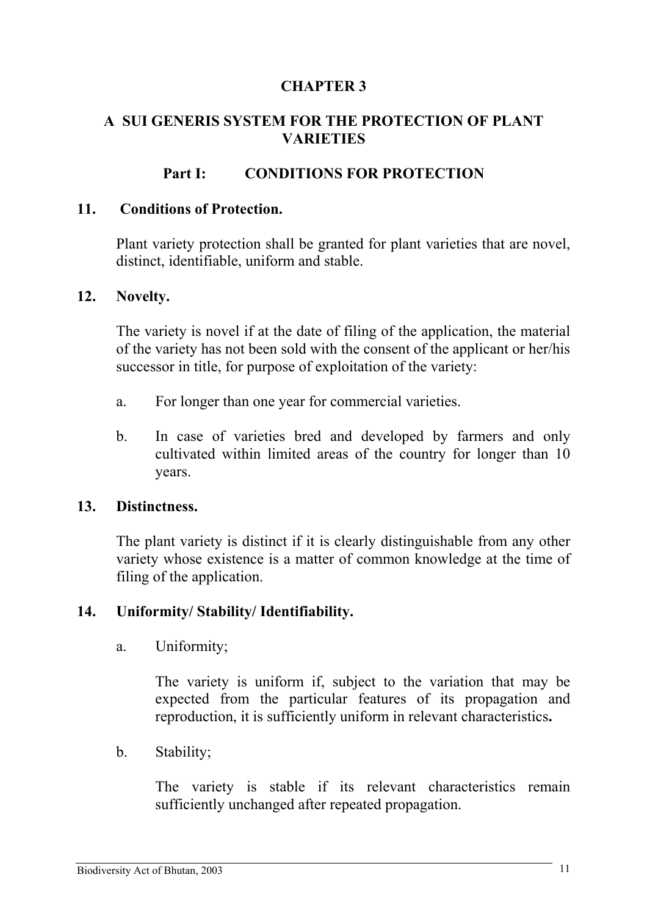# CHAPTER 3

## A SUI GENERIS SYSTEM FOR THE PROTECTION OF PLANT VARIETIES

### Part I: CONDITIONS FOR PROTECTION

**11. Conditions of Protection.**

Plant variety protection shall be granted for plant varieties that are novel, distinct, identifiable, uniform and stable.

**12. Novelty.**

The variety is novel if at the date of filing of the application, the material of the variety has not been sold with the consent of the applicant or her/his successor in title, for purpose of exploitation of the variety:

a. For longer than one year for commercial varieties.

b. In case of varieties bred and developed by farmers and only cultivated within limited areas of the country for longer than 10 years.

**13. Distinctness.**

The plant variety is distinct if it is clearly distinguishable from any other variety whose existence is a matter of common knowledge at the time of filing of the application.

**14. Uniformity/ Stability/ Identifiability.**

a. Uniformity;

The variety is uniform if, subject to the variation that may be expected from the particular features of its propagation and reproduction, it is sufficiently uniform in relevant characteristics**.**

b. Stability;

The variety is stable if its relevant characteristics remain sufficiently unchanged after repeated propagation.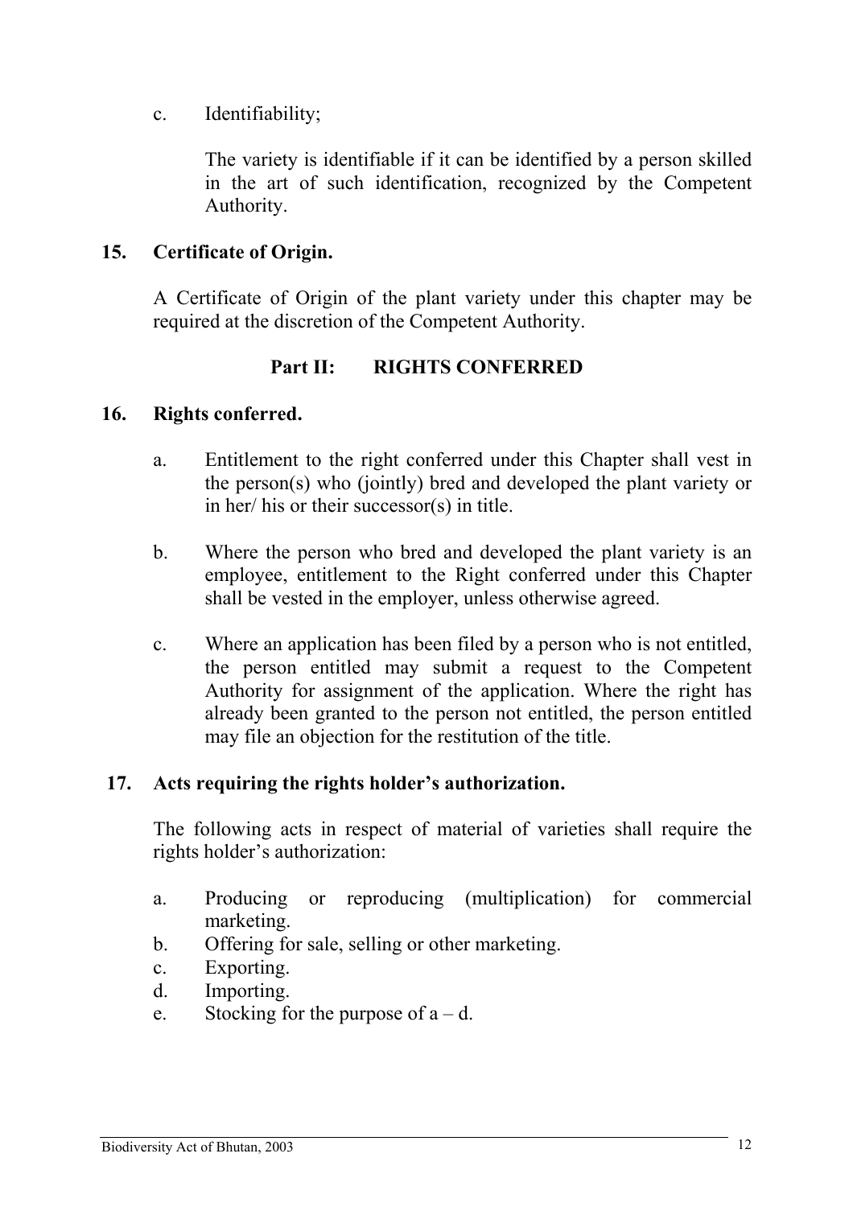c. Identifiability;

The variety is identifiable if it can be identified by a person skilled in the art of such identification, recognized by the Competent Authority.

### 15. Certificate of Origin.

A Certificate of Origin of the plant variety under this chapter may be required at the discretion of the Competent Authority.

## Part II: RIGHTS CONFERRED

### 16. Rights conferred.

a. Entitlement to the right conferred under this Chapter shall vest in the person(s) who (jointly) bred and developed the plant variety or in her/ his or their successor(s) in title.

b. Where the person who bred and developed the plant variety is an employee, entitlement to the Right conferred under this Chapter shall be vested in the employer, unless otherwise agreed.

c. Where an application has been filed by a person who is not entitled, the person entitled may submit a request to the Competent Authority for assignment of the application. Where the right has already been granted to the person not entitled, the person entitled may file an objection for the restitution of the title.

### 17. Acts requiring the rights holder's authorization.

The following acts in respect of material of varieties shall require the rights holder's authorization:

a. Producing or reproducing (multiplication) for commercial marketing.
b. Offering for sale, selling or other marketing.
c. Exporting.
d. Importing.
e. Stocking for the purpose of a – d.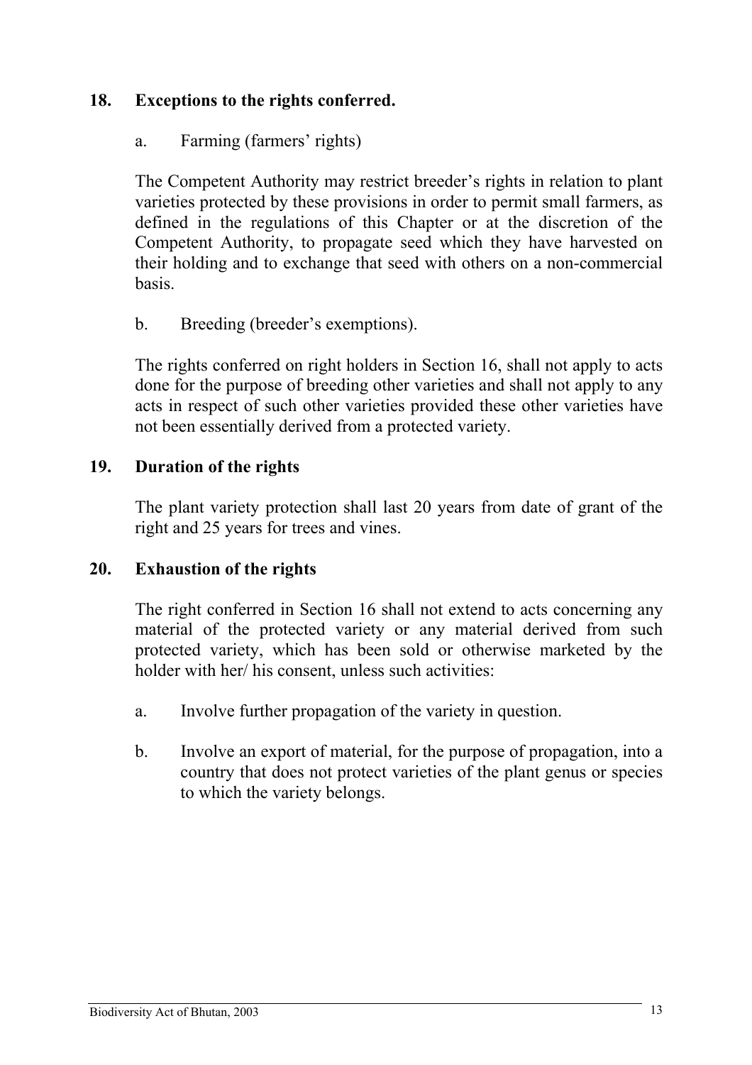## 18. Exceptions to the rights conferred.

a. Farming (farmers' rights)

The Competent Authority may restrict breeder's rights in relation to plant varieties protected by these provisions in order to permit small farmers, as defined in the regulations of this Chapter or at the discretion of the Competent Authority, to propagate seed which they have harvested on their holding and to exchange that seed with others on a non-commercial basis.

b. Breeding (breeder's exemptions).

The rights conferred on right holders in Section 16, shall not apply to acts done for the purpose of breeding other varieties and shall not apply to any acts in respect of such other varieties provided these other varieties have not been essentially derived from a protected variety.

## 19. Duration of the rights

The plant variety protection shall last 20 years from date of grant of the right and 25 years for trees and vines.

## 20. Exhaustion of the rights

The right conferred in Section 16 shall not extend to acts concerning any material of the protected variety or any material derived from such protected variety, which has been sold or otherwise marketed by the holder with her/ his consent, unless such activities:

a. Involve further propagation of the variety in question.

b. Involve an export of material, for the purpose of propagation, into a country that does not protect varieties of the plant genus or species to which the variety belongs.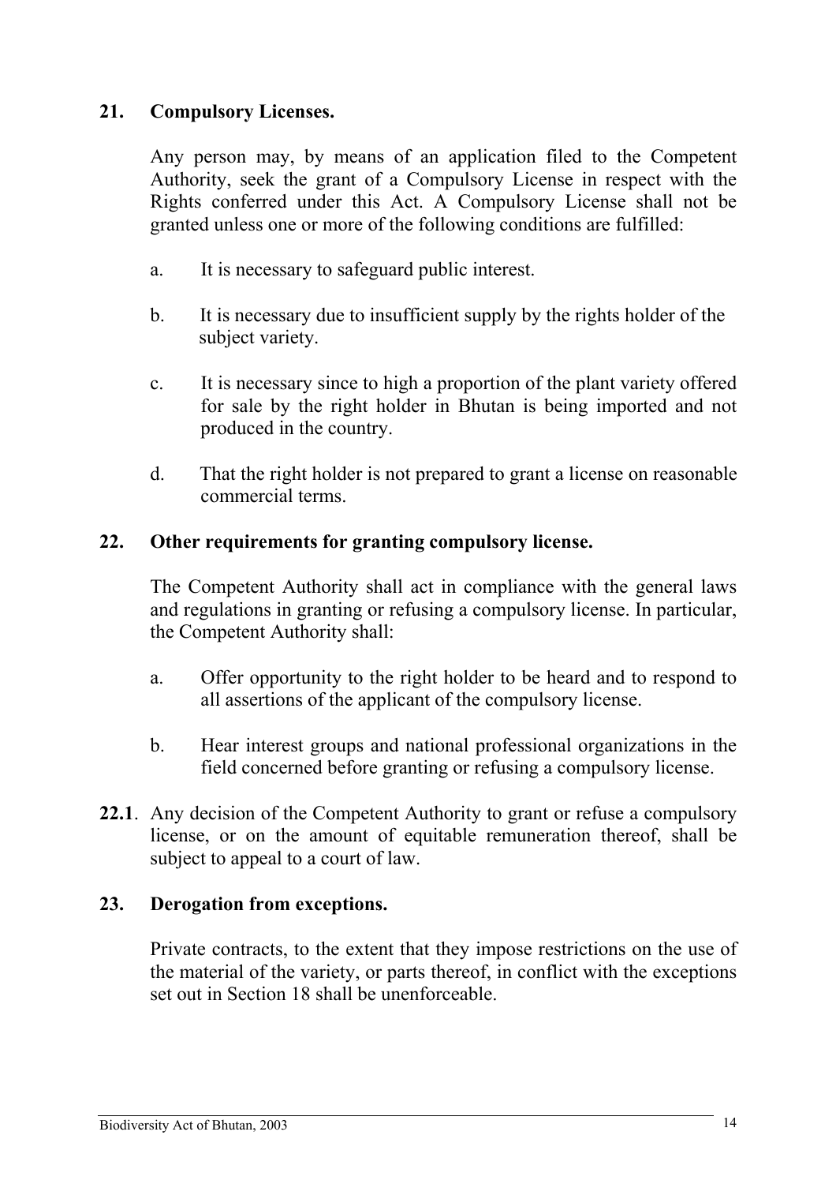## 21. Compulsory Licenses.

Any person may, by means of an application filed to the Competent Authority, seek the grant of a Compulsory License in respect with the Rights conferred under this Act. A Compulsory License shall not be granted unless one or more of the following conditions are fulfilled:

a. It is necessary to safeguard public interest.

b. It is necessary due to insufficient supply by the rights holder of the subject variety.

c. It is necessary since to high a proportion of the plant variety offered for sale by the right holder in Bhutan is being imported and not produced in the country.

d. That the right holder is not prepared to grant a license on reasonable commercial terms.

## 22. Other requirements for granting compulsory license.

The Competent Authority shall act in compliance with the general laws and regulations in granting or refusing a compulsory license. In particular, the Competent Authority shall:

a. Offer opportunity to the right holder to be heard and to respond to all assertions of the applicant of the compulsory license.

b. Hear interest groups and national professional organizations in the field concerned before granting or refusing a compulsory license.

**22.1**. Any decision of the Competent Authority to grant or refuse a compulsory license, or on the amount of equitable remuneration thereof, shall be subject to appeal to a court of law.

## 23. Derogation from exceptions.

Private contracts, to the extent that they impose restrictions on the use of the material of the variety, or parts thereof, in conflict with the exceptions set out in Section 18 shall be unenforceable.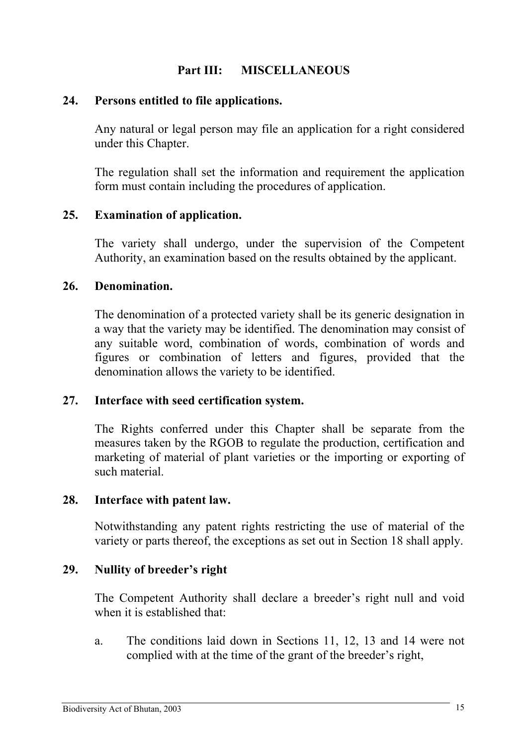## Part III: MISCELLANEOUS

### 24. Persons entitled to file applications.

Any natural or legal person may file an application for a right considered under this Chapter.

The regulation shall set the information and requirement the application form must contain including the procedures of application.

### 25. Examination of application.

The variety shall undergo, under the supervision of the Competent Authority, an examination based on the results obtained by the applicant.

### 26. Denomination.

The denomination of a protected variety shall be its generic designation in a way that the variety may be identified. The denomination may consist of any suitable word, combination of words, combination of words and figures or combination of letters and figures, provided that the denomination allows the variety to be identified.

### 27. Interface with seed certification system.

The Rights conferred under this Chapter shall be separate from the measures taken by the RGOB to regulate the production, certification and marketing of material of plant varieties or the importing or exporting of such material.

### 28. Interface with patent law.

Notwithstanding any patent rights restricting the use of material of the variety or parts thereof, the exceptions as set out in Section 18 shall apply.

### 29. Nullity of breeder's right

The Competent Authority shall declare a breeder's right null and void when it is established that:

a. The conditions laid down in Sections 11, 12, 13 and 14 were not complied with at the time of the grant of the breeder's right,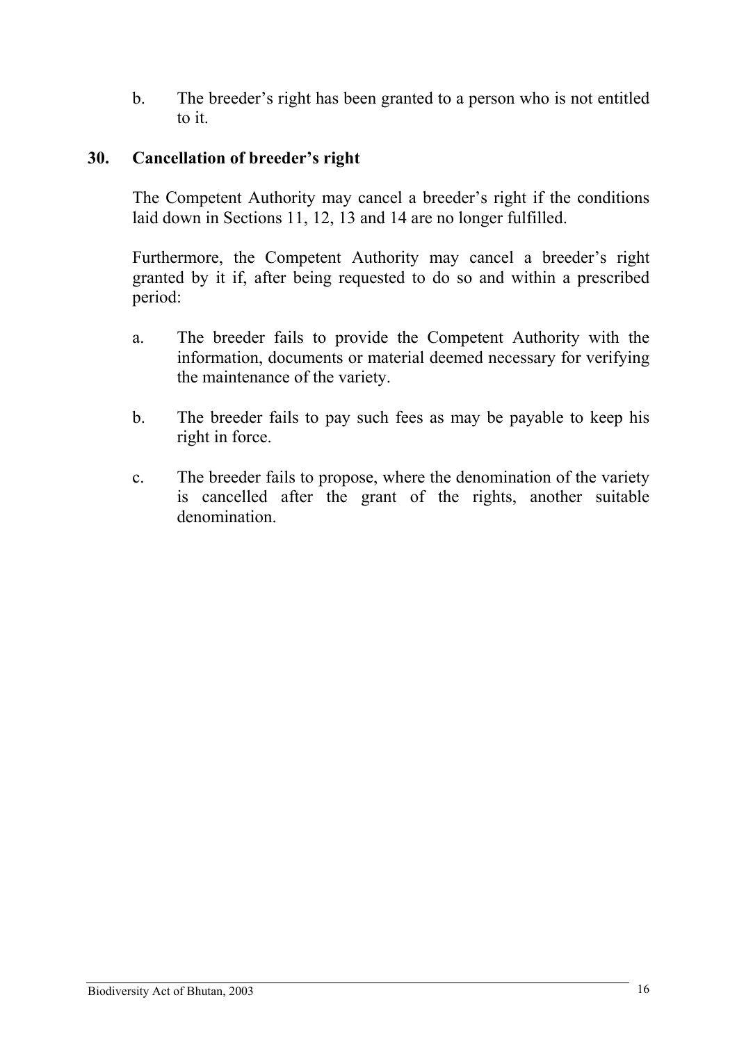b. The breeder's right has been granted to a person who is not entitled to it.

## 30. Cancellation of breeder's right

The Competent Authority may cancel a breeder's right if the conditions laid down in Sections 11, 12, 13 and 14 are no longer fulfilled.

Furthermore, the Competent Authority may cancel a breeder's right granted by it if, after being requested to do so and within a prescribed period:

a. The breeder fails to provide the Competent Authority with the information, documents or material deemed necessary for verifying the maintenance of the variety.

b. The breeder fails to pay such fees as may be payable to keep his right in force.

c. The breeder fails to propose, where the denomination of the variety is cancelled after the grant of the rights, another suitable denomination.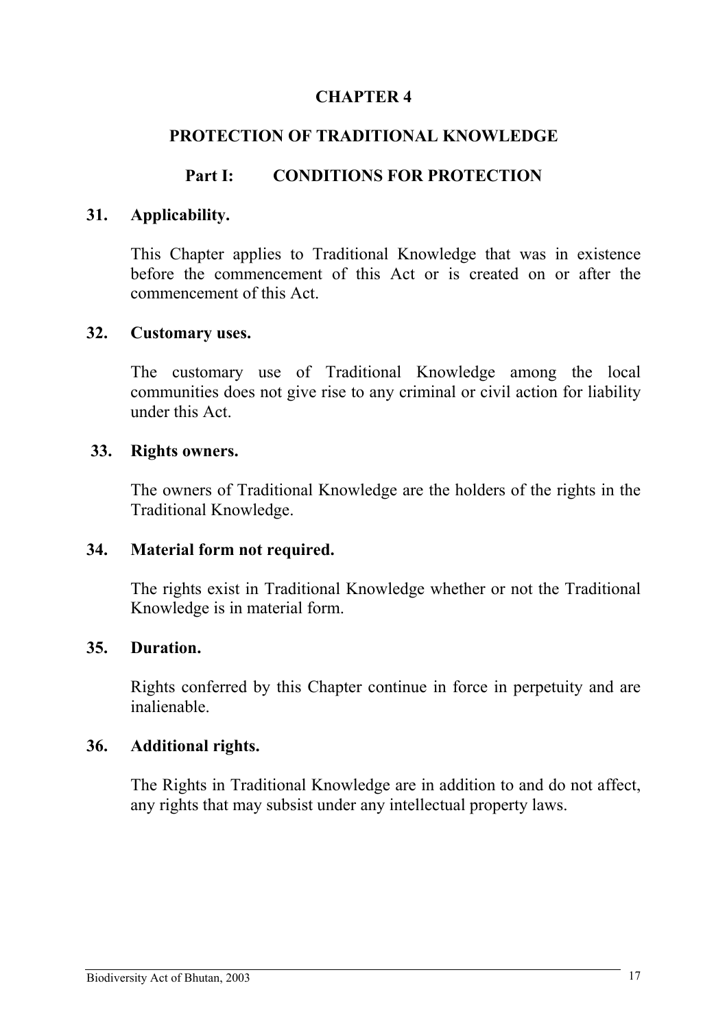# CHAPTER 4

# PROTECTION OF TRADITIONAL KNOWLEDGE

## Part I: CONDITIONS FOR PROTECTION

### 31. Applicability.

This Chapter applies to Traditional Knowledge that was in existence before the commencement of this Act or is created on or after the commencement of this Act.

### 32. Customary uses.

The customary use of Traditional Knowledge among the local communities does not give rise to any criminal or civil action for liability under this Act.

### 33. Rights owners.

The owners of Traditional Knowledge are the holders of the rights in the Traditional Knowledge.

### 34. Material form not required.

The rights exist in Traditional Knowledge whether or not the Traditional Knowledge is in material form.

### 35. Duration.

Rights conferred by this Chapter continue in force in perpetuity and are inalienable.

### 36. Additional rights.

The Rights in Traditional Knowledge are in addition to and do not affect, any rights that may subsist under any intellectual property laws.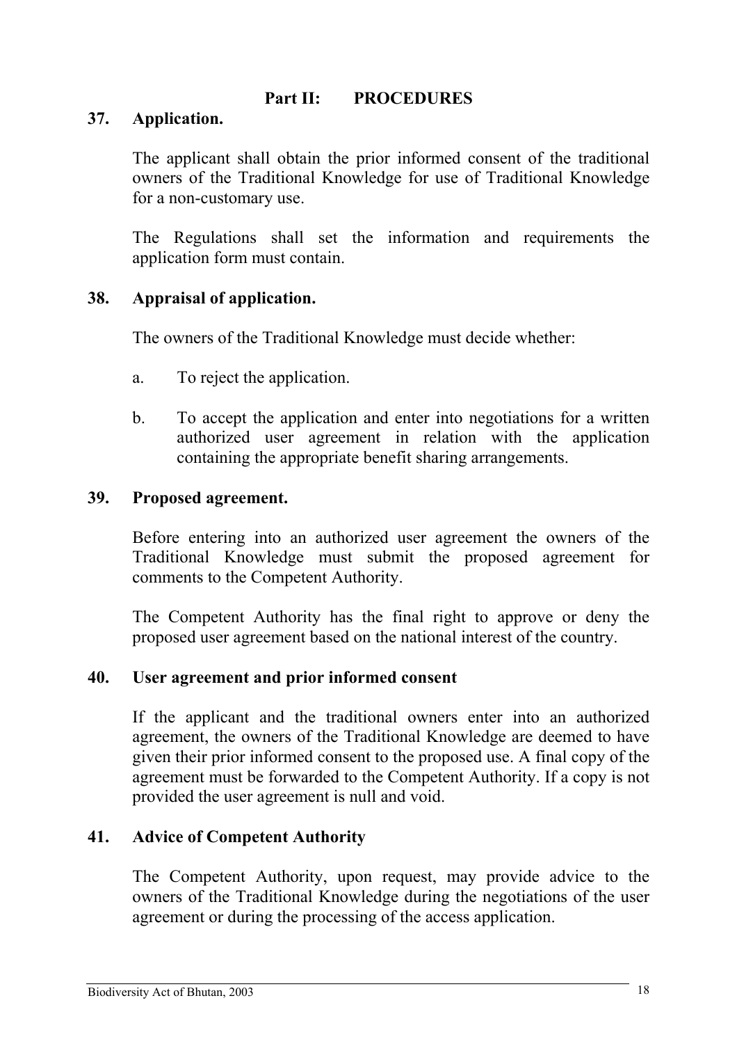## Part II: PROCEDURES

### 37. Application.

The applicant shall obtain the prior informed consent of the traditional owners of the Traditional Knowledge for use of Traditional Knowledge for a non-customary use.

The Regulations shall set the information and requirements the application form must contain.

### 38. Appraisal of application.

The owners of the Traditional Knowledge must decide whether:

a. To reject the application.

b. To accept the application and enter into negotiations for a written authorized user agreement in relation with the application containing the appropriate benefit sharing arrangements.

### 39. Proposed agreement.

Before entering into an authorized user agreement the owners of the Traditional Knowledge must submit the proposed agreement for comments to the Competent Authority.

The Competent Authority has the final right to approve or deny the proposed user agreement based on the national interest of the country.

### 40. User agreement and prior informed consent

If the applicant and the traditional owners enter into an authorized agreement, the owners of the Traditional Knowledge are deemed to have given their prior informed consent to the proposed use. A final copy of the agreement must be forwarded to the Competent Authority. If a copy is not provided the user agreement is null and void.

### 41. Advice of Competent Authority

The Competent Authority, upon request, may provide advice to the owners of the Traditional Knowledge during the negotiations of the user agreement or during the processing of the access application.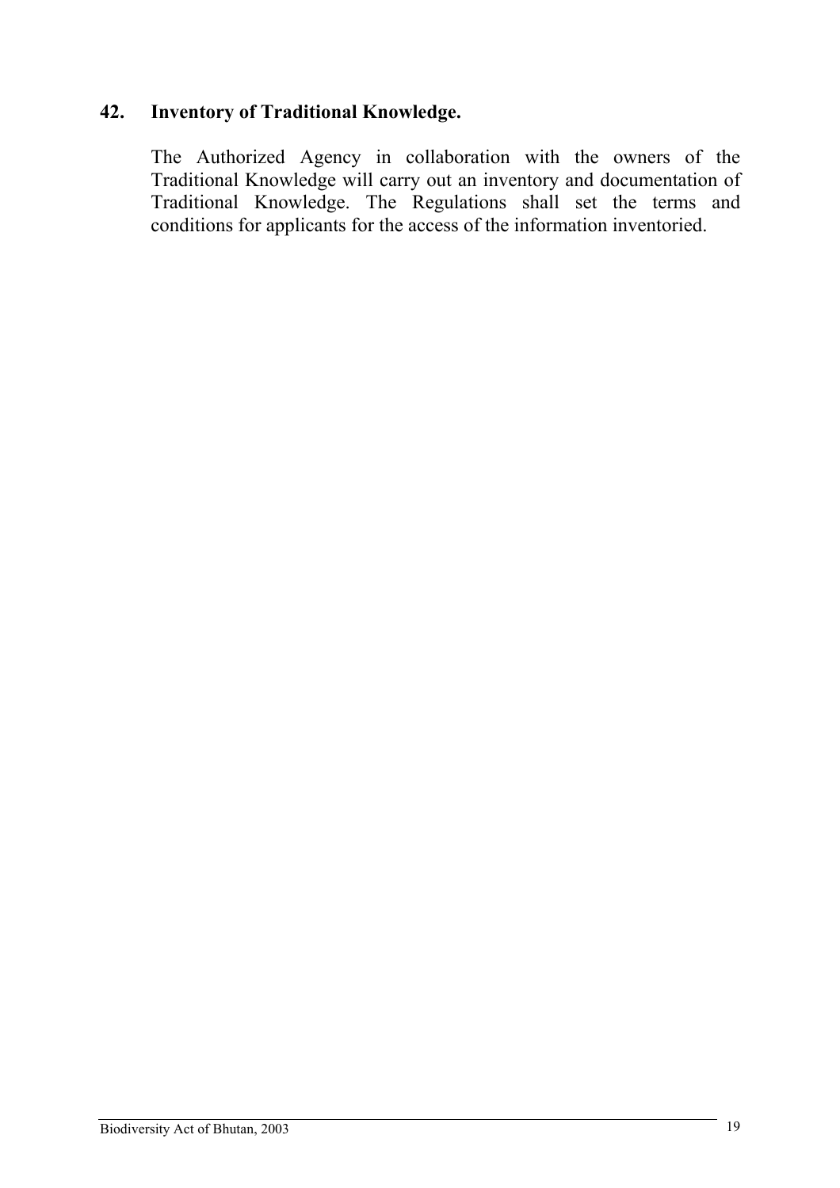**42. Inventory of Traditional Knowledge.**

The Authorized Agency in collaboration with the owners of the Traditional Knowledge will carry out an inventory and documentation of Traditional Knowledge. The Regulations shall set the terms and conditions for applicants for the access of the information inventoried.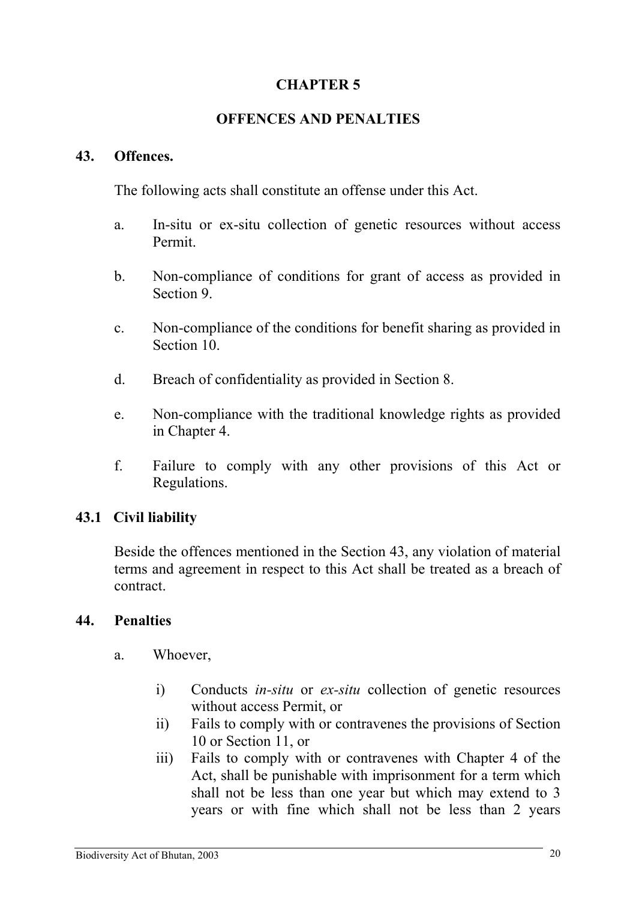# CHAPTER 5

## OFFENCES AND PENALTIES

### 43. Offences.

The following acts shall constitute an offense under this Act.

a. In-situ or ex-situ collection of genetic resources without access Permit.

b. Non-compliance of conditions for grant of access as provided in Section 9.

c. Non-compliance of the conditions for benefit sharing as provided in Section 10.

d. Breach of confidentiality as provided in Section 8.

e. Non-compliance with the traditional knowledge rights as provided in Chapter 4.

f. Failure to comply with any other provisions of this Act or Regulations.

### 43.1 Civil liability

Beside the offences mentioned in the Section 43, any violation of material terms and agreement in respect to this Act shall be treated as a breach of contract.

### 44. Penalties

a. Whoever,

i) Conducts *in-situ* or *ex-situ* collection of genetic resources without access Permit, or
ii) Fails to comply with or contravenes the provisions of Section 10 or Section 11, or
iii) Fails to comply with or contravenes with Chapter 4 of the Act, shall be punishable with imprisonment for a term which shall not be less than one year but which may extend to 3 years or with fine which shall not be less than 2 years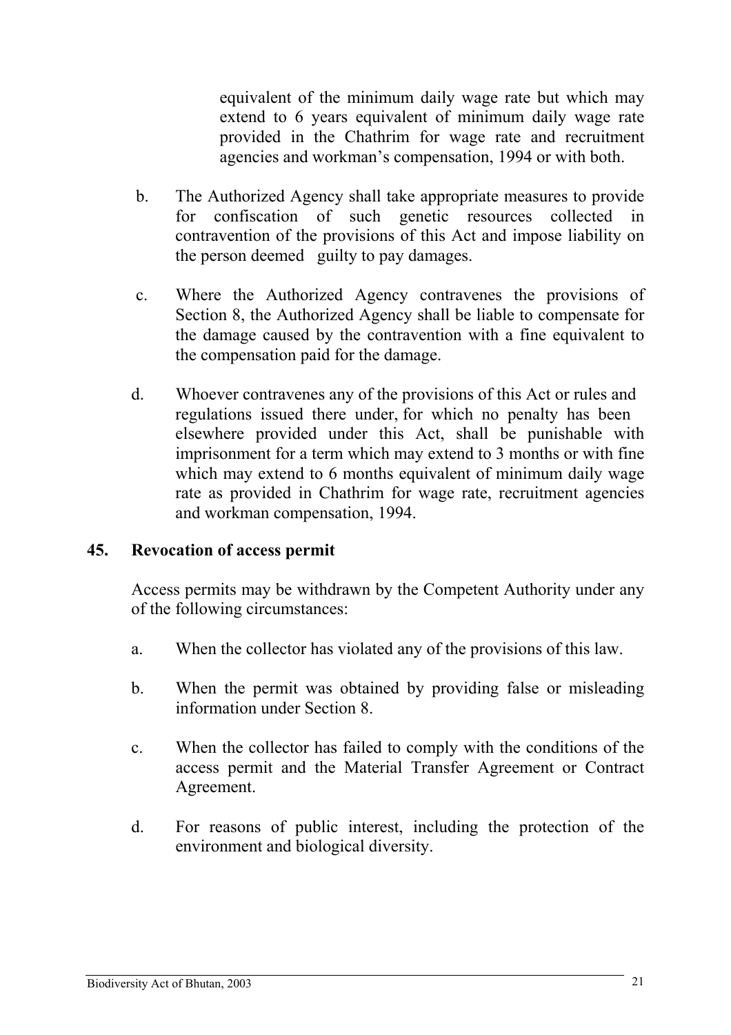equivalent of the minimum daily wage rate but which may extend to 6 years equivalent of minimum daily wage rate provided in the Chathrim for wage rate and recruitment agencies and workman's compensation, 1994 or with both.

b. The Authorized Agency shall take appropriate measures to provide for confiscation of such genetic resources collected in contravention of the provisions of this Act and impose liability on the person deemed guilty to pay damages.

c. Where the Authorized Agency contravenes the provisions of Section 8, the Authorized Agency shall be liable to compensate for the damage caused by the contravention with a fine equivalent to the compensation paid for the damage.

d. Whoever contravenes any of the provisions of this Act or rules and regulations issued there under, for which no penalty has been elsewhere provided under this Act, shall be punishable with imprisonment for a term which may extend to 3 months or with fine which may extend to 6 months equivalent of minimum daily wage rate as provided in Chathrim for wage rate, recruitment agencies and workman compensation, 1994.

## 45. Revocation of access permit

Access permits may be withdrawn by the Competent Authority under any of the following circumstances:

a. When the collector has violated any of the provisions of this law.

b. When the permit was obtained by providing false or misleading information under Section 8.

c. When the collector has failed to comply with the conditions of the access permit and the Material Transfer Agreement or Contract Agreement.

d. For reasons of public interest, including the protection of the environment and biological diversity.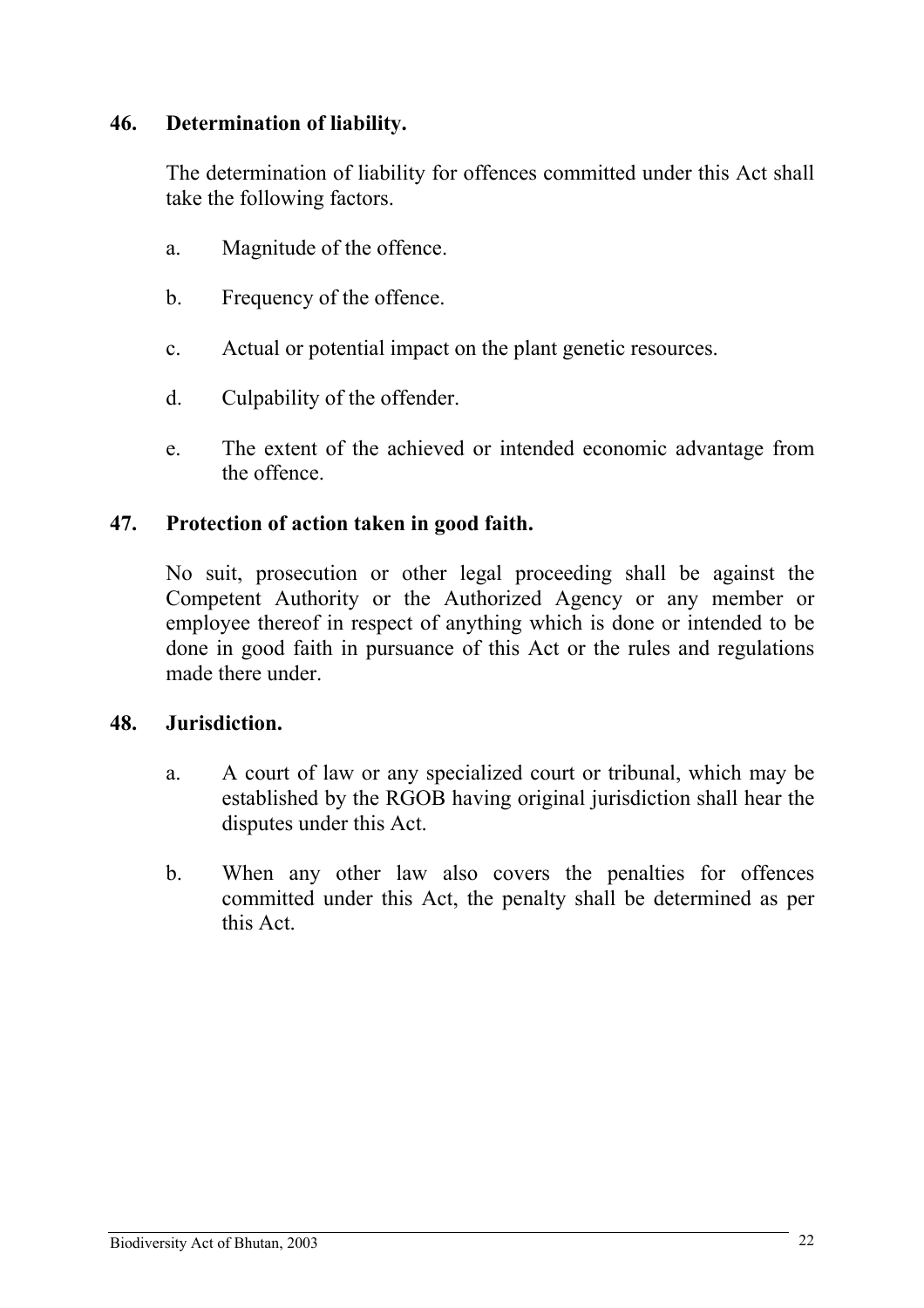**46. Determination of liability.**

The determination of liability for offences committed under this Act shall take the following factors.

a. Magnitude of the offence.

b. Frequency of the offence.

c. Actual or potential impact on the plant genetic resources.

d. Culpability of the offender.

e. The extent of the achieved or intended economic advantage from the offence.

**47. Protection of action taken in good faith.**

No suit, prosecution or other legal proceeding shall be against the Competent Authority or the Authorized Agency or any member or employee thereof in respect of anything which is done or intended to be done in good faith in pursuance of this Act or the rules and regulations made there under.

**48. Jurisdiction.**

a. A court of law or any specialized court or tribunal, which may be established by the RGOB having original jurisdiction shall hear the disputes under this Act.

b. When any other law also covers the penalties for offences committed under this Act, the penalty shall be determined as per this Act.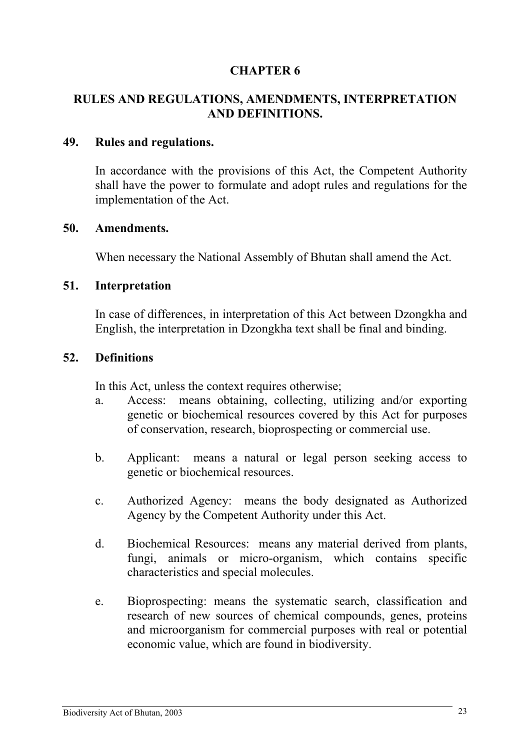## CHAPTER 6

## RULES AND REGULATIONS, AMENDMENTS, INTERPRETATION AND DEFINITIONS.

### 49. Rules and regulations.

In accordance with the provisions of this Act, the Competent Authority shall have the power to formulate and adopt rules and regulations for the implementation of the Act.

### 50. Amendments.

When necessary the National Assembly of Bhutan shall amend the Act.

### 51. Interpretation

In case of differences, in interpretation of this Act between Dzongkha and English, the interpretation in Dzongkha text shall be final and binding.

### 52. Definitions

In this Act, unless the context requires otherwise;

a. Access: means obtaining, collecting, utilizing and/or exporting genetic or biochemical resources covered by this Act for purposes of conservation, research, bioprospecting or commercial use.

b. Applicant: means a natural or legal person seeking access to genetic or biochemical resources.

c. Authorized Agency: means the body designated as Authorized Agency by the Competent Authority under this Act.

d. Biochemical Resources: means any material derived from plants, fungi, animals or micro-organism, which contains specific characteristics and special molecules.

e. Bioprospecting: means the systematic search, classification and research of new sources of chemical compounds, genes, proteins and microorganism for commercial purposes with real or potential economic value, which are found in biodiversity.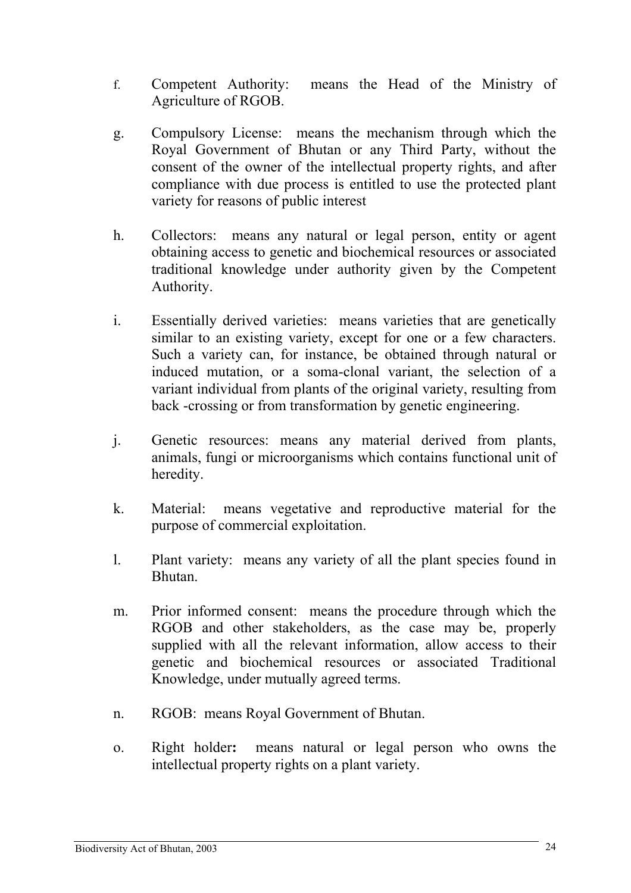f. Competent Authority: means the Head of the Ministry of Agriculture of RGOB.

g. Compulsory License: means the mechanism through which the Royal Government of Bhutan or any Third Party, without the consent of the owner of the intellectual property rights, and after compliance with due process is entitled to use the protected plant variety for reasons of public interest

h. Collectors: means any natural or legal person, entity or agent obtaining access to genetic and biochemical resources or associated traditional knowledge under authority given by the Competent Authority.

i. Essentially derived varieties: means varieties that are genetically similar to an existing variety, except for one or a few characters. Such a variety can, for instance, be obtained through natural or induced mutation, or a soma-clonal variant, the selection of a variant individual from plants of the original variety, resulting from back -crossing or from transformation by genetic engineering.

j. Genetic resources: means any material derived from plants, animals, fungi or microorganisms which contains functional unit of heredity.

k. Material: means vegetative and reproductive material for the purpose of commercial exploitation.

l. Plant variety: means any variety of all the plant species found in Bhutan.

m. Prior informed consent: means the procedure through which the RGOB and other stakeholders, as the case may be, properly supplied with all the relevant information, allow access to their genetic and biochemical resources or associated Traditional Knowledge, under mutually agreed terms.

n. RGOB: means Royal Government of Bhutan.

o. Right holder**:** means natural or legal person who owns the intellectual property rights on a plant variety.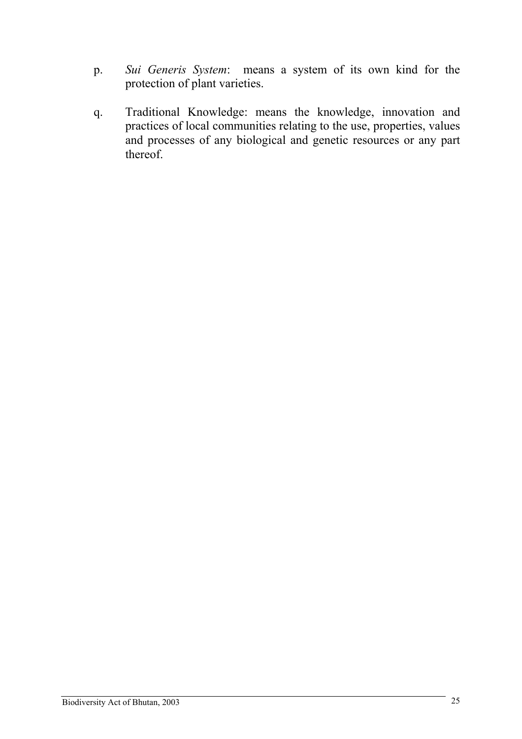p. *Sui Generis System*: means a system of its own kind for the protection of plant varieties.

q. Traditional Knowledge: means the knowledge, innovation and practices of local communities relating to the use, properties, values and processes of any biological and genetic resources or any part thereof.